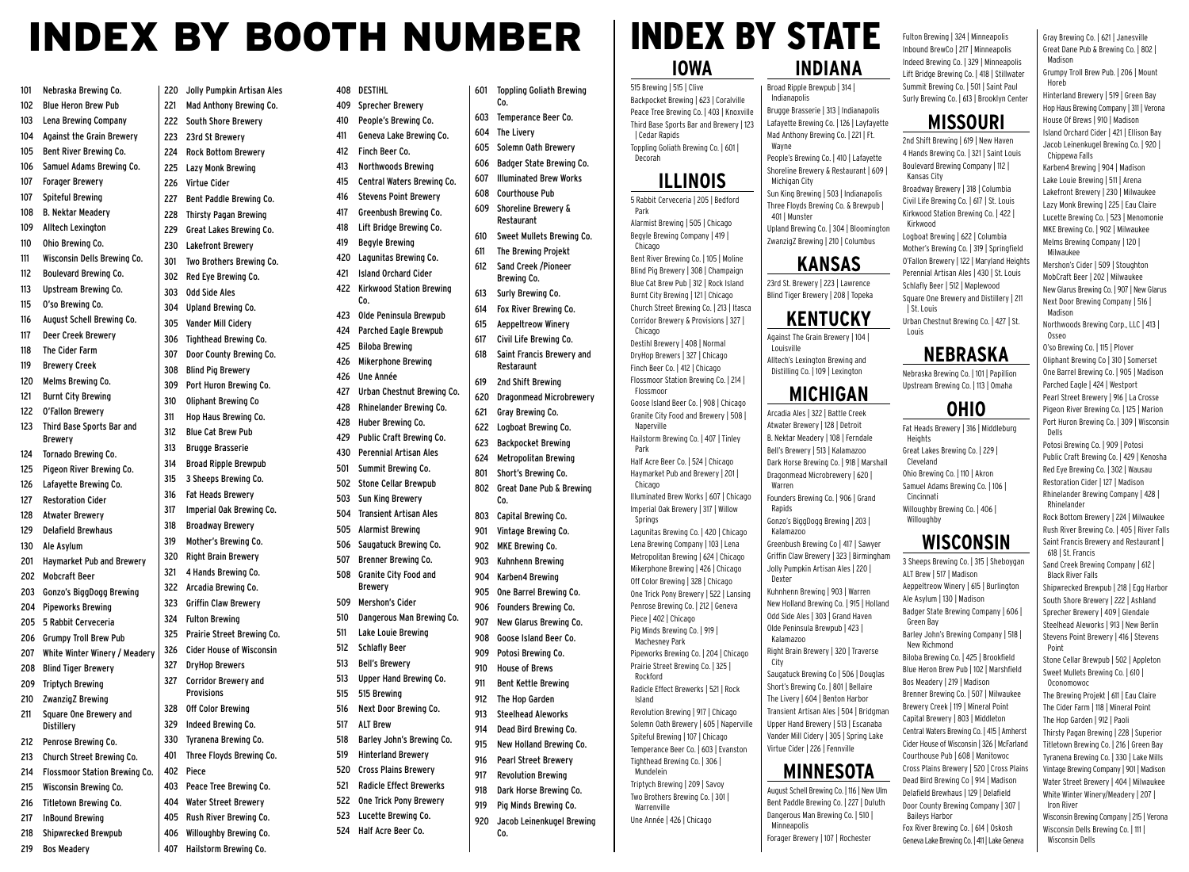# INDEX BY BOOTH NUMBER

101 Nebraska Brewing Co.
102 Blue Heron Brew Pub
103 Lena Brewing Company
104 Against the Grain Brewery
105 Bent River Brewing Co.
106 Samuel Adams Brewing Co.
107 Forager Brewery
107 Spiteful Brewing
108 B. Nektar Meadery
109 Alltech Lexington
110 Ohio Brewing Co.
111 Wisconsin Dells Brewing Co.
112 Boulevard Brewing Co.
113 Upstream Brewing Co.
115 O'so Brewing Co.
116 August Schell Brewing Co.
117 Deer Creek Brewery
118 The Cider Farm
119 Brewery Creek
120 Melms Brewing Co.
121 Burnt City Brewing
122 O'Fallon Brewery
123 Third Base Sports Bar and Brewery
124 Tornado Brewing Co.
125 Pigeon River Brewing Co.
126 Lafayette Brewing Co.
127 Restoration Cider
128 Atwater Brewery
129 Delafield Brewhaus
130 Ale Asylum
201 Haymarket Pub and Brewery
202 Mobcraft Beer
203 Gonzo's BiggDogg Brewing
204 Pipeworks Brewing
205 5 Rabbit Cerveceria
206 Grumpy Troll Brew Pub
207 White Winter Winery / Meadery
208 Blind Tiger Brewery
209 Triptych Brewing
210 ZwanzigZ Brewing
211 Square One Brewery and Distillery
212 Penrose Brewing Co.
213 Church Street Brewing Co.
214 Flossmoor Station Brewing Co.
215 Wisconsin Brewing Co.
216 Titletown Brewing Co.
217 InBound Brewing
218 Shipwrecked Brewpub
219 Bos Meadery
220 Jolly Pumpkin Artisan Ales
221 Mad Anthony Brewing Co.
222 South Shore Brewery
223 23rd St Brewery
224 Rock Bottom Brewery
225 Lazy Monk Brewing
226 Virtue Cider
227 Bent Paddle Brewing Co.
228 Thirsty Pagan Brewing
229 Great Lakes Brewing Co.
230 Lakefront Brewery
301 Two Brothers Brewing Co.
302 Red Eye Brewing Co.
303 Odd Side Ales
304 Upland Brewing Co.
305 Vander Mill Cidery
306 Tighthead Brewing Co.
307 Door County Brewing Co.
308 Blind Pig Brewery
309 Port Huron Brewing Co.
310 Oliphant Brewing Co
311 Hop Haus Brewing Co.
312 Blue Cat Brew Pub
313 Brugge Brasserie
314 Broad Ripple Brewpub
315 3 Sheeps Brewing Co.
316 Fat Heads Brewery
317 Imperial Oak Brewing Co.
318 Broadway Brewery
319 Mother's Brewing Co.
320 Right Brain Brewery
321 4 Hands Brewing Co.
322 Arcadia Brewing Co.
323 Griffin Claw Brewery
324 Fulton Brewing
325 Prairie Street Brewing Co.
326 Cider House of Wisconsin
327 DryHop Brewers
327 Corridor Brewery and Provisions
328 Off Color Brewing
329 Indeed Brewing Co.
330 Tyranena Brewing Co.
401 Three Floyds Brewing Co.
402 Piece
403 Peace Tree Brewing Co.
404 Water Street Brewery
405 Rush River Brewing Co.
406 Willoughby Brewing Co.
407 Hailstorm Brewing Co.
408 DESTIHL
409 Sprecher Brewery
410 People's Brewing Co.
411 Geneva Lake Brewing Co.
412 Finch Beer Co.
413 Northwoods Brewing
415 Central Waters Brewing Co.
416 Stevens Point Brewery
417 Greenbush Brewing Co.
418 Lift Bridge Brewing Co.
419 Begyle Brewing
420 Lagunitas Brewing Co.
421 Island Orchard Cider
422 Kirkwood Station Brewing Co.
423 Olde Peninsula Brewpub
424 Parched Eagle Brewpub
425 Biloba Brewing
426 Mikerphone Brewing
426 Une Année
427 Urban Chestnut Brewing Co.
428 Rhinelander Brewing Co.
428 Huber Brewing Co.
429 Public Craft Brewing Co.
430 Perennial Artisan Ales
501 Summit Brewing Co.
502 Stone Cellar Brewpub
503 Sun King Brewery
504 Transient Artisan Ales
505 Alarmist Brewing
506 Saugatuck Brewing Co.
507 Brenner Brewing Co.
508 Granite City Food and Brewery
509 Mershon's Cider
510 Dangerous Man Brewing Co.
511 Lake Louie Brewing
512 Schlafly Beer
513 Bell's Brewery
513 Upper Hand Brewing Co.
515 515 Brewing
516 Next Door Brewing Co.
517 ALT Brew
518 Barley John's Brewing Co.
519 Hinterland Brewery
520 Cross Plains Brewery
521 Radicle Effect Brewerks
522 One Trick Pony Brewery
523 Lucette Brewing Co.
524 Half Acre Beer Co.
601 Toppling Goliath Brewing Co.
603 Temperance Beer Co.
604 The Livery
605 Solemn Oath Brewery
606 Badger State Brewing Co.
607 Illuminated Brew Works
608 Courthouse Pub
609 Shoreline Brewery & Restaurant
610 Sweet Mullets Brewing Co.
611 The Brewing Projekt
612 Sand Creek /Pioneer Brewing Co.
613 Surly Brewing Co.
614 Fox River Brewing Co.
615 Aeppeltreow Winery
617 Civil Life Brewing Co.
618 Saint Francis Brewery and Restaraunt
619 2nd Shift Brewing
620 Dragonmead Microbrewery
621 Gray Brewing Co.
622 Logboat Brewing Co.
623 Backpocket Brewing
624 Metropolitan Brewing
801 Short's Brewing Co.
802 Great Dane Pub & Brewing Co.
803 Capital Brewing Co.
901 Vintage Brewing Co.
902 MKE Brewing Co.
903 Kuhnhenn Brewing
904 Karben4 Brewing
905 One Barrel Brewing Co.
906 Founders Brewing Co.
907 New Glarus Brewing Co.
908 Goose Island Beer Co.
909 Potosi Brewing Co.
910 House of Brews
911 Bent Kettle Brewing
912 The Hop Garden
913 Steelhead Aleworks
914 Dead Bird Brewing Co.
915 New Holland Brewing Co.
916 Pearl Street Brewery
917 Revolution Brewing
918 Dark Horse Brewing Co.
919 Pig Minds Brewing Co.
920 Jacob Leinenkugel Brewing Co.

# INDEX BY STATE

## IOWA

515 Brewing | 515 | Clive
Backpocket Brewing | 623 | Coralville
Peace Tree Brewing Co. | 403 | Knoxville
Third Base Sports Bar and Brewery | 123 | Cedar Rapids
Toppling Goliath Brewing Co. | 601 | Decorah

## ILLINOIS

5 Rabbit Cerveceria | 205 | Bedford Park
Alarmist Brewing | 505 | Chicago
Begyle Brewing Company | 419 | Chicago
Bent River Brewing Co. | 105 | Moline
Blind Pig Brewery | 308 | Champaign
Blue Cat Brew Pub | 312 | Rock Island
Burnt City Brewing | 121 | Chicago
Church Street Brewing Co. | 213 | Itasca
Corridor Brewery & Provisions | 327 | Chicago
Destihl Brewery | 408 | Normal
DryHop Brewers | 327 | Chicago
Finch Beer Co. | 412 | Chicago
Flossmoor Station Brewing Co. | 214 | Flossmoor
Goose Island Beer Co. | 908 | Chicago
Granite City Food and Brewery | 508 | Naperville
Hailstorm Brewing Co. | 407 | Tinley Park
Half Acre Beer Co. | 524 | Chicago
Haymarket Pub and Brewery | 201 | Chicago
Illuminated Brew Works | 607 | Chicago
Imperial Oak Brewery | 317 | Willow Springs
Lagunitas Brewing Co. | 420 | Chicago
Lena Brewing Company | 103 | Lena
Metropolitan Brewing | 624 | Chicago
Mikerphone Brewing | 426 | Chicago
Off Color Brewing | 328 | Chicago
One Trick Pony Brewery | 522 | Lansing
Penrose Brewing Co. | 212 | Geneva
Piece | 402 | Chicago
Pig Minds Brewing Co. | 919 | Machesney Park
Pipeworks Brewing Co. | 204 | Chicago
Prairie Street Brewing Co. | 325 | Rockford
Radicle Effect Brewerks | 521 | Rock Island
Revolution Brewing | 917 | Chicago
Solemn Oath Brewery | 605 | Naperville
Spiteful Brewing | 107 | Chicago
Temperance Beer Co. | 603 | Evanston
Tighthead Brewing Co. | 306 | Mundelein
Triptych Brewing | 209 | Savoy
Two Brothers Brewing Co. | 301 | Warrenville
Une Année | 426 | Chicago

## INDIANA

Broad Ripple Brewpub | 314 | Indianapolis
Brugge Brasserie | 313 | Indianapolis
Lafayette Brewing Co. | 126 | Layfayette
Mad Anthony Brewing Co. | 221 | Ft. Wayne
People's Brewing Co. | 410 | Lafayette
Shoreline Brewery & Restaurant | 609 | Michigan City
Sun King Brewing Co. | 503 | Indianapolis
Three Floyds Brewing Co. & Brewpub | 401 | Munster
Upland Brewing Co. | 304 | Bloomington
ZwanzigZ Brewing | 210 | Columbus

## KANSAS

23rd St. Brewery | 223 | Lawrence
Blind Tiger Brewery | 208 | Topeka

## KENTUCKY

Against The Grain Brewery | 104 | Louisville
Alltech's Lexington Brewing and Distilling Co. | 109 | Lexington

## MICHIGAN

Arcadia Ales | 322 | Battle Creek
Atwater Brewery | 128 | Detroit
B. Nektar Meadery | 108 | Ferndale
Bell's Brewery | 513 | Kalamazoo
Dark Horse Brewing Co. | 918 | Marshall
Dragonmead Microbrewery | 620 | Warren
Founders Brewing Co. | 906 | Grand Rapids
Gonzo's BiggDogg Brewing | 203 | Kalamazoo
Greenbush Brewing Co | 417 | Sawyer
Griffin Claw Brewery | 323 | Birmingham
Jolly Pumpkin Artisan Ales | 220 | Dexter
Kuhnhenn Brewing | 903 | Warren
New Holland Brewing Co. | 915 | Holland
Odd Side Ales | 303 | Grand Haven
Olde Peninsula Brewpub | 423 | Kalamazoo
Right Brain Brewery | 320 | Traverse City
Saugatuck Brewing Co | 506 | Douglas
Short's Brewing Co. | 801 | Bellaire
The Livery | 604 | Benton Harbor
Transient Artisan Ales | 504 | Bridgman
Upper Hand Brewery | 513 | Escanaba
Vander Mill Cidery | 305 | Spring Lake
Virtue Cider | 226 | Fennville

## MINNESOTA

August Schell Brewing Co. | 116 | New Ulm
Bent Paddle Brewing Co. | 227 | Duluth
Dangerous Man Brewing Co. | 510 | Minneapolis
Forager Brewery | 107 | Rochester
Fulton Brewing | 324 | Minneapolis
Inbound BrewCo | 217 | Minneapolis
Indeed Brewing Co. | 329 | Minneapolis
Lift Bridge Brewing Co. | 418 | Stillwater
Summit Brewing Co. | 501 | Saint Paul
Surly Brewing Co. | 613 | Brooklyn Center

## MISSOURI

2nd Shift Brewing | 619 | New Haven
4 Hands Brewing Co. | 321 | Saint Louis
Boulevard Brewing Company | 112 | Kansas City
Broadway Brewery | 318 | Columbia
Civil Life Brewing Co. | 617 | St. Louis
Kirkwood Station Brewing Co. | 422 | Kirkwood
Logboat Brewing Co. | 622 | Columbia
Mother's Brewing Co. | 319 | Springfield
O'Fallon Brewery | 122 | Maryland Heights
Perennial Artisan Ales | 430 | St. Louis
Schlafly Beer | 512 | Maplewood
Square One Brewery and Distillery | 211 | St. Louis
Urban Chestnut Brewing Co. | 427 | St. Louis

## NEBRASKA

Nebraska Brewing Co. | 101 | Papillion
Upstream Brewing Co. | 113 | Omaha

## OHIO

Fat Heads Brewery | 316 | Middleburg Heights
Great Lakes Brewing Co. | 229 | Cleveland
Ohio Brewing Co. | 110 | Akron
Samuel Adams Brewing Co. | 106 | Cincinnati
Willoughby Brewing Co. | 406 | Willoughby

## WISCONSIN

3 Sheeps Brewing Co. | 315 | Sheboygan
ALT Brew | 517 | Madison
Aeppeltreow Winery | 615 | Burlington
Ale Asylum | 130 | Madison
Badger State Brewing Company | 606 | Green Bay
Barley John's Brewing Company | 518 | New Richmond
Biloba Brewing Co. | 425 | Brookfield
Blue Heron Brew Pub | 102 | Marshfield
Bos Meadery | 219 | Madison
Brenner Brewing Co. | 507 | Milwaukee
Brewery Creek | 119 | Mineral Point
Capital Brewery | 803 | Middleton
Central Waters Brewing Co. | 415 | Amherst
Cider House of Wisconsin | 326 | McFarland
Courthouse Pub | 608 | Manitowoc
Cross Plains Brewery | 520 | Cross Plains
Dead Bird Brewing Co. | 914 | Madison
Delafield Brewhaus | 129 | Delafield
Door County Brewing Company | 307 | Baileys Harbor
Fox River Brewing Co. | 614 | Oskosh
Geneva Lake Brewing Co. | 411 | Lake Geneva
Gray Brewing Co. | 621 | Janesville
Great Dane Pub & Brewing Co. | 802 | Madison
Grumpy Troll Brew Pub. | 206 | Mount Horeb
Hinterland Brewery | 519 | Green Bay
Hop Haus Brewing Company | 311 | Verona
House Of Brews | 910 | Madison
Island Orchard Cider | 421 | Ellison Bay
Jacob Leinenkugel Brewing Co. | 920 | Chippewa Falls
Karben4 Brewing | 904 | Madison
Lake Louie Brewing | 511 | Arena
Lakefront Brewery | 230 | Milwaukee
Lazy Monk Brewing | 225 | Eau Claire
Lucette Brewing Co. | 523 | Menomonie
MKE Brewing Co. | 902 | Milwaukee
Melms Brewing Company | 120 | Milwaukee
Mershon's Cider | 509 | Stoughton
MobCraft Beer | 202 | Milwaukee
New Glarus Brewing Co. | 907 | New Glarus
Next Door Brewing Company | 516 | Madison
Northwoods Brewing Corp., LLC | 413 | Osseo
O'so Brewing Co. | 115 | Plover
Oliphant Brewing Co | 310 | Somerset
One Barrel Brewing Co. | 905 | Madison
Parched Eagle | 424 | Westport
Pearl Street Brewery | 916 | La Crosse
Pigeon River Brewing Co. | 125 | Marion
Port Huron Brewing Co. | 309 | Wisconsin Dells
Potosi Brewing Co. | 909 | Potosi
Public Craft Brewing Co. | 429 | Kenosha
Red Eye Brewing Co. | 302 | Wausau
Restoration Cider | 127 | Madison
Rhinelander Brewing Company | 428 | Rhinelander
Rock Bottom Brewery | 224 | Milwaukee
Rush River Brewing Co. | 405 | River Falls
Saint Francis Brewery and Restaurant | 618 | St. Francis
Sand Creek Brewing Company | 612 | Black River Falls
Shipwrecked Brewpub | 218 | Egg Harbor
South Shore Brewery | 222 | Ashland
Sprecher Brewery | 409 | Glendale
Steelhead Aleworks | 913 | New Berlin
Stevens Point Brewery | 416 | Stevens Point
Stone Cellar Brewpub | 502 | Appleton
Sweet Mullets Brewing Co. | 610 | Oconomowoc
The Brewing Projekt | 611 | Eau Claire
The Cider Farm | 118 | Mineral Point
The Hop Garden | 912 | Paoli
Thirsty Pagan Brewing | 228 | Superior
Titletown Brewing Co. | 216 | Green Bay
Tyranena Brewing Co. | 330 | Lake Mills
Vintage Brewing Company | 901 | Madison
Water Street Brewery | 404 | Milwaukee
White Winter Winery/Meadery | 207 | Iron River
Wisconsin Brewing Company | 215 | Verona
Wisconsin Dells Brewing Co. | 111 | Wisconsin Dells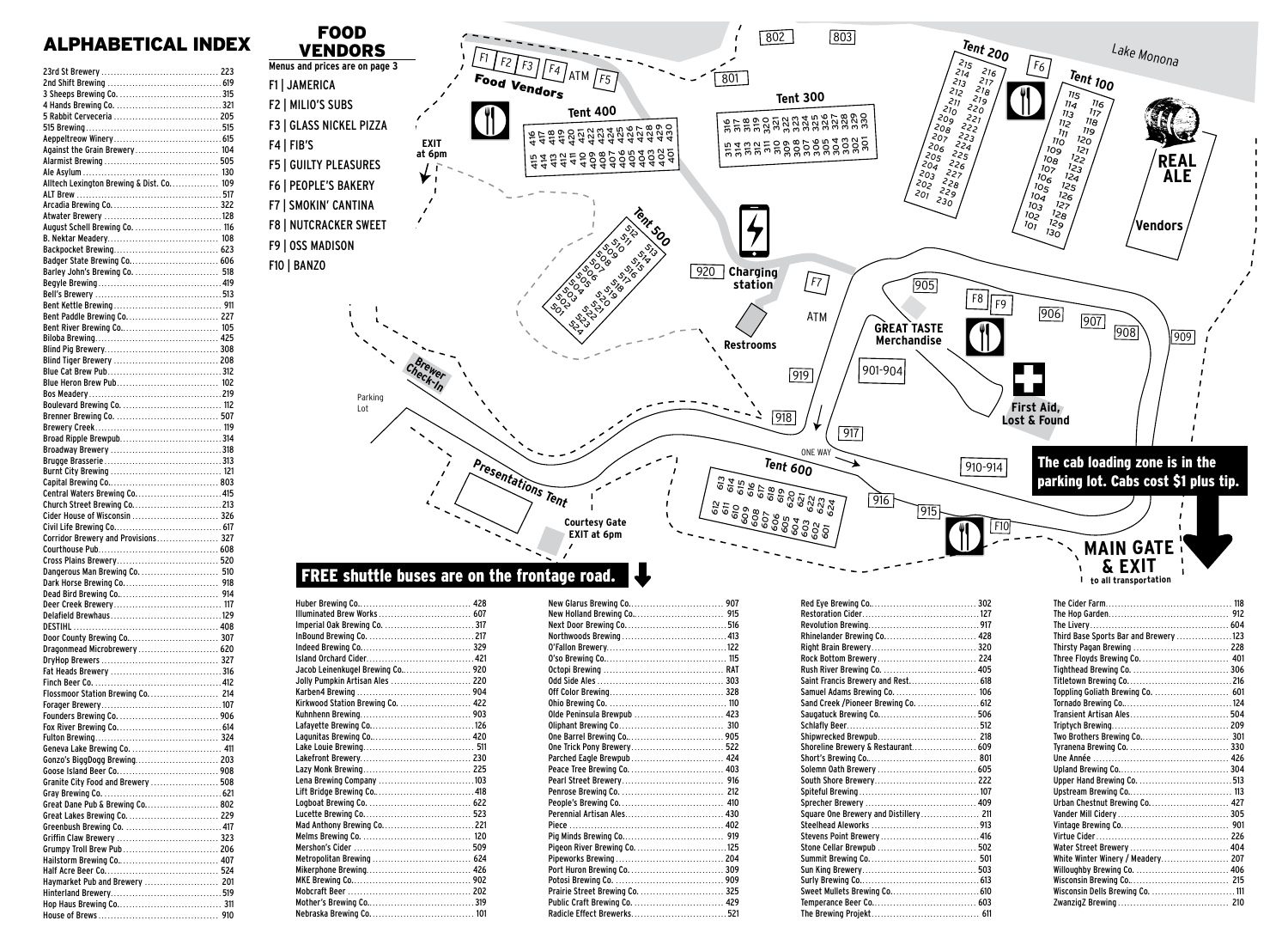# ALPHABETICAL INDEX

| | |
|---|---|
| 23rd St Brewery | 223 |
| 2nd Shift Brewing | 619 |
| 3 Sheeps Brewing Co. | 315 |
| 4 Hands Brewing Co. | 321 |
| 5 Rabbit Cerveceria | 205 |
| 515 Brewing | 515 |
| Aeppeltreow Winery | 615 |
| Against the Grain Brewery | 104 |
| Alarmist Brewing | 505 |
| Ale Asylum | 130 |
| Alltech Lexington Brewing & Dist. Co. | 109 |
| ALT Brew | 517 |
| Arcadia Brewing Co. | 322 |
| Atwater Brewery | 128 |
| August Schell Brewing Co. | 116 |
| B. Nektar Meadery | 108 |
| Backpocket Brewing | 623 |
| Badger State Brewing Co. | 606 |
| Barley John's Brewing Co. | 518 |
| Begyle Brewing | 419 |
| Bell's Brewery | 513 |
| Bent Kettle Brewing | 911 |
| Bent Paddle Brewing Co. | 227 |
| Bent River Brewing Co. | 105 |
| Biloba Brewing | 425 |
| Blind Pig Brewery | 308 |
| Blind Tiger Brewery | 208 |
| Blue Cat Brew Pub | 312 |
| Blue Heron Brew Pub | 102 |
| Bos Meadery | 219 |
| Boulevard Brewing Co. | 112 |
| Brenner Brewing Co. | 507 |
| Brewery Creek | 119 |
| Broad Ripple Brewpub | 314 |
| Broadway Brewery | 318 |
| Brugge Brasserie | 313 |
| Burnt City Brewing | 121 |
| Capital Brewing Co. | 803 |
| Central Waters Brewing Co. | 415 |
| Church Street Brewing Co. | 213 |
| Cider House of Wisconsin | 326 |
| Civil Life Brewing Co. | 617 |
| Corridor Brewery and Provisions | 327 |
| Courthouse Pub | 608 |
| Cross Plains Brewery | 520 |
| Dangerous Man Brewing Co. | 510 |
| Dark Horse Brewing Co. | 918 |
| Dead Bird Brewing Co. | 914 |
| Deer Creek Brewery | 117 |
| Delafield Brewhaus | 129 |
| DESTIHL | 408 |
| Door County Brewing Co. | 307 |
| Dragonmead Microbrewery | 620 |
| DryHop Brewers | 327 |
| Fat Heads Brewery | 316 |
| Finch Beer Co. | 412 |
| Flossmoor Station Brewing Co. | 214 |
| Forager Brewery | 107 |
| Founders Brewing Co. | 906 |
| Fox River Brewing Co. | 614 |
| Fulton Brewing | 324 |
| Geneva Lake Brewing Co. | 411 |
| Gonzo's BiggDogg Brewing | 203 |
| Goose Island Beer Co. | 908 |
| Granite City Food and Brewery | 508 |
| Gray Brewing Co. | 621 |
| Great Dane Pub & Brewing Co. | 802 |
| Great Lakes Brewing Co. | 229 |
| Greenbush Brewing Co. | 417 |
| Griffin Claw Brewery | 323 |
| Grumpy Troll Brew Pub | 206 |
| Hailstorm Brewing Co. | 407 |
| Half Acre Beer Co. | 524 |
| Haymarket Pub and Brewery | 201 |
| Hinterland Brewery | 519 |
| Hop Haus Brewing Co. | 311 |
| House of Brews | 910 |
| Huber Brewing Co. | 428 |
| Illuminated Brew Works | 607 |
| Imperial Oak Brewing Co. | 317 |
| InBound Brewing Co. | 217 |
| Indeed Brewing Co. | 329 |
| Island Orchard Cider | 421 |
| Jacob Leinenkugel Brewing Co. | 920 |
| Jolly Pumpkin Artisan Ales | 220 |
| Karben4 Brewing | 904 |
| Kirkwood Station Brewing Co. | 422 |
| Kuhnhenn Brewing | 903 |
| Lafayette Brewing Co. | 126 |
| Lagunitas Brewing Co. | 420 |
| Lake Louie Brewing | 511 |
| Lakefront Brewery | 230 |
| Lazy Monk Brewing | 225 |
| Lena Brewing Company | 103 |
| Lift Bridge Brewing Co. | 418 |
| Logboat Brewing Co. | 622 |
| Lucette Brewing Co. | 523 |
| Mad Anthony Brewing Co. | 221 |
| Melms Brewing Co. | 120 |
| Mershon's Cider | 509 |
| Metropolitan Brewing | 624 |
| Mikerphone Brewing | 426 |
| MKE Brewing Co. | 902 |
| Mobcraft Beer | 202 |
| Mother's Brewing Co. | 319 |
| Nebraska Brewing Co. | 101 |
| New Glarus Brewing Co. | 907 |
| New Holland Brewing Co. | 915 |
| Next Door Brewing Co. | 516 |
| Northwoods Brewing | 413 |
| O'Fallon Brewery | 122 |
| O'so Brewing Co. | 115 |
| Octopi Brewing | RAT |
| Odd Side Ales | 303 |
| Off Color Brewing | 328 |
| Ohio Brewing Co. | 110 |
| Olde Peninsula Brewpub | 423 |
| Oliphant Brewing Co | 310 |
| One Barrel Brewing Co. | 905 |
| One Trick Pony Brewery | 522 |
| Parched Eagle Brewpub | 424 |
| Peace Tree Brewing Co. | 403 |
| Pearl Street Brewery | 916 |
| Penrose Brewing Co. | 212 |
| People's Brewing Co. | 410 |
| Perennial Artisan Ales | 430 |
| Piece | 402 |
| Pig Minds Brewing Co. | 919 |
| Pigeon River Brewing Co. | 125 |
| Pipeworks Brewing | 204 |
| Port Huron Brewing Co. | 309 |
| Potosi Brewing Co. | 909 |
| Prairie Street Brewing Co. | 325 |
| Public Craft Brewing Co. | 429 |
| Radicle Effect Brewerks | 521 |
| Red Eye Brewing Co. | 302 |
| Restoration Cider | 127 |
| Revolution Brewing | 917 |
| Rhinelander Brewing Co. | 428 |
| Right Brain Brewery | 320 |
| Rock Bottom Brewery | 224 |
| Rush River Brewing Co. | 405 |
| Saint Francis Brewery and Rest. | 618 |
| Samuel Adams Brewing Co. | 106 |
| Sand Creek /Pioneer Brewing Co. | 612 |
| Saugatuck Brewing Co. | 506 |
| Schlafly Beer | 512 |
| Shipwrecked Brewpub | 218 |
| Shoreline Brewery & Restaurant | 609 |
| Short's Brewing Co. | 801 |
| Solemn Oath Brewery | 605 |
| South Shore Brewery | 222 |
| Spiteful Brewing | 107 |
| Sprecher Brewery | 409 |
| Square One Brewery and Distillery | 211 |
| Steelhead Aleworks | 913 |
| Stevens Point Brewery | 416 |
| Stone Cellar Brewpub | 502 |
| Summit Brewing Co. | 501 |
| Sun King Brewery | 503 |
| Surly Brewing Co. | 613 |
| Sweet Mullets Brewing Co. | 610 |
| Temperance Beer Co. | 603 |
| The Brewing Projekt | 611 |
| The Cider Farm | 118 |
| The Hop Garden | 912 |
| The Livery | 604 |
| Third Base Sports Bar and Brewery | 123 |
| Thirsty Pagan Brewing | 228 |
| Three Floyds Brewing Co. | 401 |
| Tighthead Brewing Co. | 306 |
| Titletown Brewing Co. | 216 |
| Toppling Goliath Brewing Co. | 601 |
| Tornado Brewing Co. | 124 |
| Transient Artisan Ales | 504 |
| Triptych Brewing | 209 |
| Two Brothers Brewing Co. | 301 |
| Tyranena Brewing Co. | 330 |
| Une Année | 426 |
| Upland Brewing Co. | 304 |
| Upper Hand Brewing Co. | 513 |
| Upstream Brewing Co. | 113 |
| Urban Chestnut Brewing Co. | 427 |
| Vander Mill Cidery | 305 |
| Vintage Brewing Co. | 901 |
| Virtue Cider | 226 |
| Water Street Brewery | 404 |
| White Winter Winery / Meadery | 207 |
| Willoughby Brewing Co. | 406 |
| Wisconsin Brewing Co. | 215 |
| Wisconsin Dells Brewing Co. | 111 |
| ZwanzigZ Brewing | 210 |

# FOOD VENDORS

Menus and prices are on page 3

- F1 | JAMERICA
- F2 | MILIO'S SUBS
- F3 | GLASS NICKEL PIZZA
- F4 | FIB'S
- F5 | GUILTY PLEASURES
- F6 | PEOPLE'S BAKERY
- F7 | SMOKIN' CANTINA
- F8 | NUTCRACKER SWEET
- F9 | OSS MADISON
- F10 | BANZO

Lake Monona

Tent 100

Tent 200

Tent 300

Tent 400

Tent 500

Tent 600

Food Vendors

REAL ALE Vendors

Charging station

Restrooms

GREAT TASTE Merchandise

First Aid, Lost & Found

Brewer Check-In

Parking Lot

Presentations Tent

Courtesy Gate EXIT at 6pm

EXIT at 6pm

ATM

ONE WAY

**The cab loading zone is in the parking lot. Cabs cost $1 plus tip.**

MAIN GATE & EXIT to all transportation

**FREE shuttle buses are on the frontage road.**